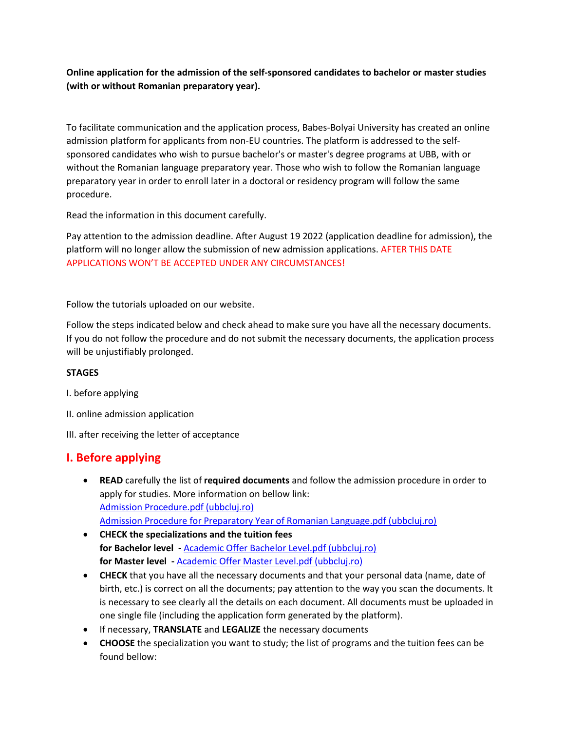**Online application for the admission of the self-sponsored candidates to bachelor or master studies (with or without Romanian preparatory year).**

To facilitate communication and the application process, Babes-Bolyai University has created an online admission platform for applicants from non-EU countries. The platform is addressed to the self-sponsored candidates who wish to pursue bachelor's or master's degree programs at UBB, with or without the Romanian language preparatory year. Those who wish to follow the Romanian language preparatory year in order to enroll later in a doctoral or residency program will follow the same procedure.

Read the information in this document carefully.

Pay attention to the admission deadline. After August 19 2022 (application deadline for admission), the platform will no longer allow the submission of new admission applications. AFTER THIS DATE APPLICATIONS WON'T BE ACCEPTED UNDER ANY CIRCUMSTANCES!

Follow the tutorials uploaded on our website.

Follow the steps indicated below and check ahead to make sure you have all the necessary documents. If you do not follow the procedure and do not submit the necessary documents, the application process will be unjustifiably prolonged.

**STAGES**

I. before applying

II. online admission application

III. after receiving the letter of acceptance

## I. Before applying

- **READ** carefully the list of **required documents** and follow the admission procedure in order to apply for studies. More information on bellow link:
  [Admission Procedure.pdf (ubbcluj.ro)]
  [Admission Procedure for Preparatory Year of Romanian Language.pdf (ubbcluj.ro)]
- **CHECK the specializations and the tuition fees**
  **for Bachelor level -** [Academic Offer Bachelor Level.pdf (ubbcluj.ro)]
  **for Master level -** [Academic Offer Master Level.pdf (ubbcluj.ro)]
- **CHECK** that you have all the necessary documents and that your personal data (name, date of birth, etc.) is correct on all the documents; pay attention to the way you scan the documents. It is necessary to see clearly all the details on each document. All documents must be uploaded in one single file (including the application form generated by the platform).
- If necessary, **TRANSLATE** and **LEGALIZE** the necessary documents
- **CHOOSE** the specialization you want to study; the list of programs and the tuition fees can be found bellow: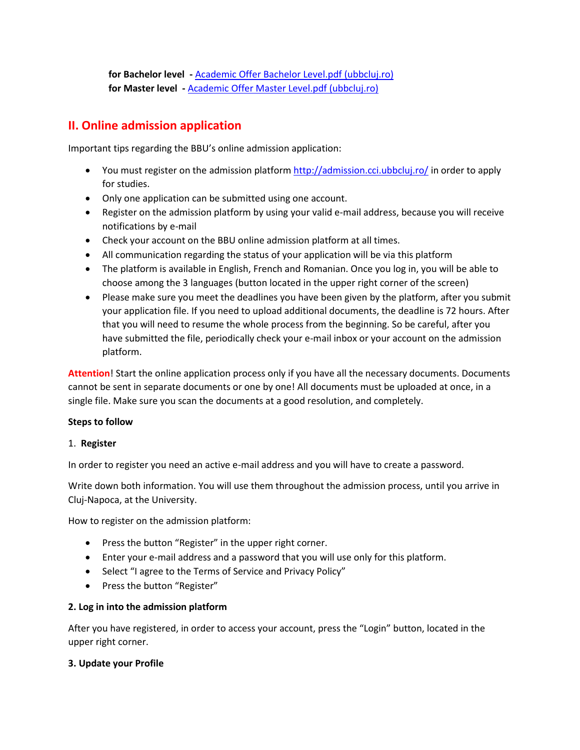**for Bachelor level** - [Academic Offer Bachelor Level.pdf (ubbcluj.ro)](Academic Offer Bachelor Level.pdf (ubbcluj.ro))
**for Master level** - [Academic Offer Master Level.pdf (ubbcluj.ro)](Academic Offer Master Level.pdf (ubbcluj.ro))

## II. Online admission application

Important tips regarding the BBU's online admission application:

- You must register on the admission platform http://admission.cci.ubbcluj.ro/ in order to apply for studies.
- Only one application can be submitted using one account.
- Register on the admission platform by using your valid e-mail address, because you will receive notifications by e-mail
- Check your account on the BBU online admission platform at all times.
- All communication regarding the status of your application will be via this platform
- The platform is available in English, French and Romanian. Once you log in, you will be able to choose among the 3 languages (button located in the upper right corner of the screen)
- Please make sure you meet the deadlines you have been given by the platform, after you submit your application file. If you need to upload additional documents, the deadline is 72 hours. After that you will need to resume the whole process from the beginning. So be careful, after you have submitted the file, periodically check your e-mail inbox or your account on the admission platform.

**Attention**! Start the online application process only if you have all the necessary documents. Documents cannot be sent in separate documents or one by one! All documents must be uploaded at once, in a single file. Make sure you scan the documents at a good resolution, and completely.

**Steps to follow**

1. **Register**

In order to register you need an active e-mail address and you will have to create a password.

Write down both information. You will use them throughout the admission process, until you arrive in Cluj-Napoca, at the University.

How to register on the admission platform:

- Press the button "Register" in the upper right corner.
- Enter your e-mail address and a password that you will use only for this platform.
- Select "I agree to the Terms of Service and Privacy Policy"
- Press the button "Register"

**2. Log in into the admission platform**

After you have registered, in order to access your account, press the "Login" button, located in the upper right corner.

**3. Update your Profile**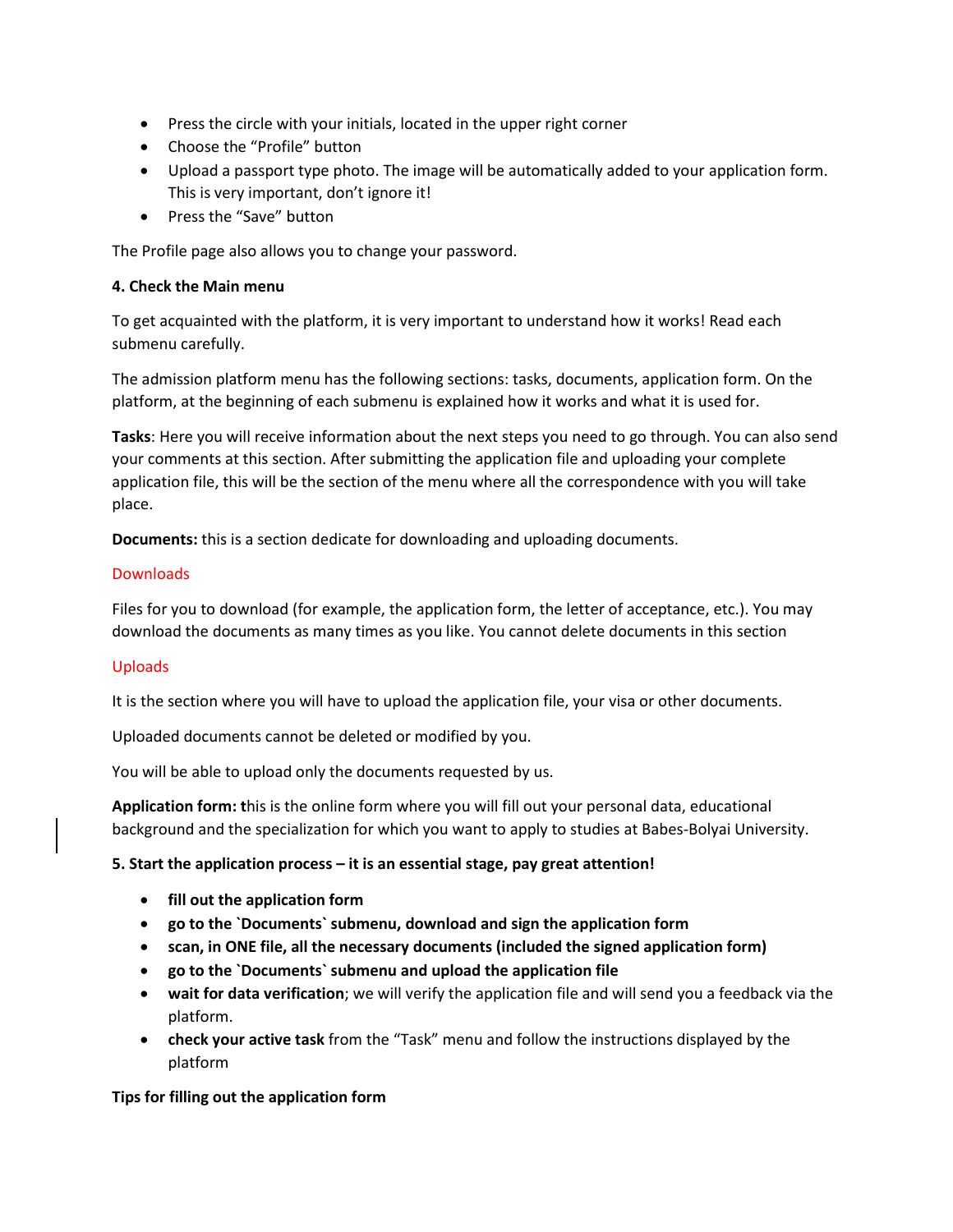- Press the circle with your initials, located in the upper right corner
- Choose the "Profile" button
- Upload a passport type photo. The image will be automatically added to your application form. This is very important, don't ignore it!
- Press the "Save" button

The Profile page also allows you to change your password.

**4. Check the Main menu**

To get acquainted with the platform, it is very important to understand how it works! Read each submenu carefully.

The admission platform menu has the following sections: tasks, documents, application form. On the platform, at the beginning of each submenu is explained how it works and what it is used for.

**Tasks**: Here you will receive information about the next steps you need to go through. You can also send your comments at this section. After submitting the application file and uploading your complete application file, this will be the section of the menu where all the correspondence with you will take place.

**Documents:** this is a section dedicate for downloading and uploading documents.

Downloads

Files for you to download (for example, the application form, the letter of acceptance, etc.). You may download the documents as many times as you like. You cannot delete documents in this section

Uploads

It is the section where you will have to upload the application file, your visa or other documents.

Uploaded documents cannot be deleted or modified by you.

You will be able to upload only the documents requested by us.

**Application form: t**his is the online form where you will fill out your personal data, educational background and the specialization for which you want to apply to studies at Babes-Bolyai University.

**5. Start the application process – it is an essential stage, pay great attention!**

- **fill out the application form**
- **go to the `Documents` submenu, download and sign the application form**
- **scan, in ONE file, all the necessary documents (included the signed application form)**
- **go to the `Documents` submenu and upload the application file**
- **wait for data verification**; we will verify the application file and will send you a feedback via the platform.
- **check your active task** from the "Task" menu and follow the instructions displayed by the platform

**Tips for filling out the application form**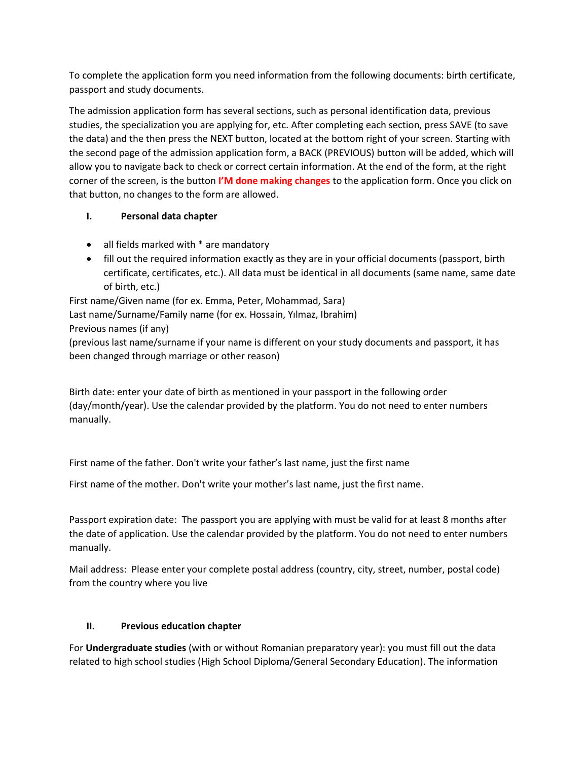To complete the application form you need information from the following documents: birth certificate, passport and study documents.

The admission application form has several sections, such as personal identification data, previous studies, the specialization you are applying for, etc. After completing each section, press SAVE (to save the data) and the then press the NEXT button, located at the bottom right of your screen. Starting with the second page of the admission application form, a BACK (PREVIOUS) button will be added, which will allow you to navigate back to check or correct certain information. At the end of the form, at the right corner of the screen, is the button **I'M done making changes** to the application form. Once you click on that button, no changes to the form are allowed.

## I. Personal data chapter

- all fields marked with * are mandatory
- fill out the required information exactly as they are in your official documents (passport, birth certificate, certificates, etc.). All data must be identical in all documents (same name, same date of birth, etc.)

First name/Given name (for ex. Emma, Peter, Mohammad, Sara)
Last name/Surname/Family name (for ex. Hossain, Yılmaz, Ibrahim)
Previous names (if any)
(previous last name/surname if your name is different on your study documents and passport, it has been changed through marriage or other reason)

Birth date: enter your date of birth as mentioned in your passport in the following order (day/month/year). Use the calendar provided by the platform. You do not need to enter numbers manually.

First name of the father. Don't write your father's last name, just the first name

First name of the mother. Don't write your mother's last name, just the first name.

Passport expiration date: The passport you are applying with must be valid for at least 8 months after the date of application. Use the calendar provided by the platform. You do not need to enter numbers manually.

Mail address: Please enter your complete postal address (country, city, street, number, postal code) from the country where you live

## II. Previous education chapter

For **Undergraduate studies** (with or without Romanian preparatory year): you must fill out the data related to high school studies (High School Diploma/General Secondary Education). The information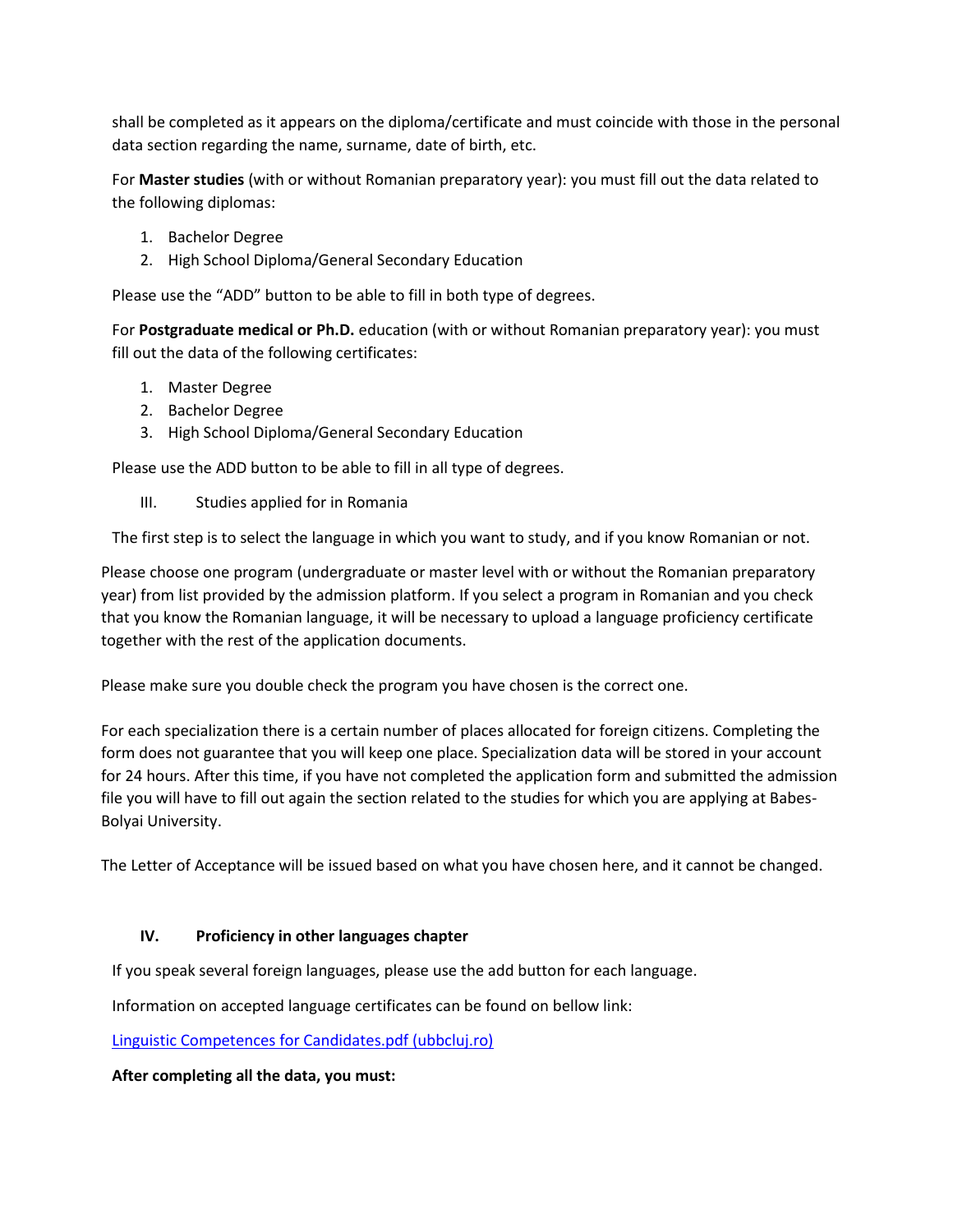shall be completed as it appears on the diploma/certificate and must coincide with those in the personal data section regarding the name, surname, date of birth, etc.

For **Master studies** (with or without Romanian preparatory year): you must fill out the data related to the following diplomas:

1. Bachelor Degree
2. High School Diploma/General Secondary Education

Please use the "ADD" button to be able to fill in both type of degrees.

For **Postgraduate medical or Ph.D.** education (with or without Romanian preparatory year): you must fill out the data of the following certificates:

1. Master Degree
2. Bachelor Degree
3. High School Diploma/General Secondary Education

Please use the ADD button to be able to fill in all type of degrees.

III. Studies applied for in Romania

The first step is to select the language in which you want to study, and if you know Romanian or not.

Please choose one program (undergraduate or master level with or without the Romanian preparatory year) from list provided by the admission platform. If you select a program in Romanian and you check that you know the Romanian language, it will be necessary to upload a language proficiency certificate together with the rest of the application documents.

Please make sure you double check the program you have chosen is the correct one.

For each specialization there is a certain number of places allocated for foreign citizens. Completing the form does not guarantee that you will keep one place. Specialization data will be stored in your account for 24 hours. After this time, if you have not completed the application form and submitted the admission file you will have to fill out again the section related to the studies for which you are applying at Babes-Bolyai University.

The Letter of Acceptance will be issued based on what you have chosen here, and it cannot be changed.

**IV. Proficiency in other languages chapter**

If you speak several foreign languages, please use the add button for each language.

Information on accepted language certificates can be found on bellow link:

Linguistic Competences for Candidates.pdf (ubbcluj.ro)

**After completing all the data, you must:**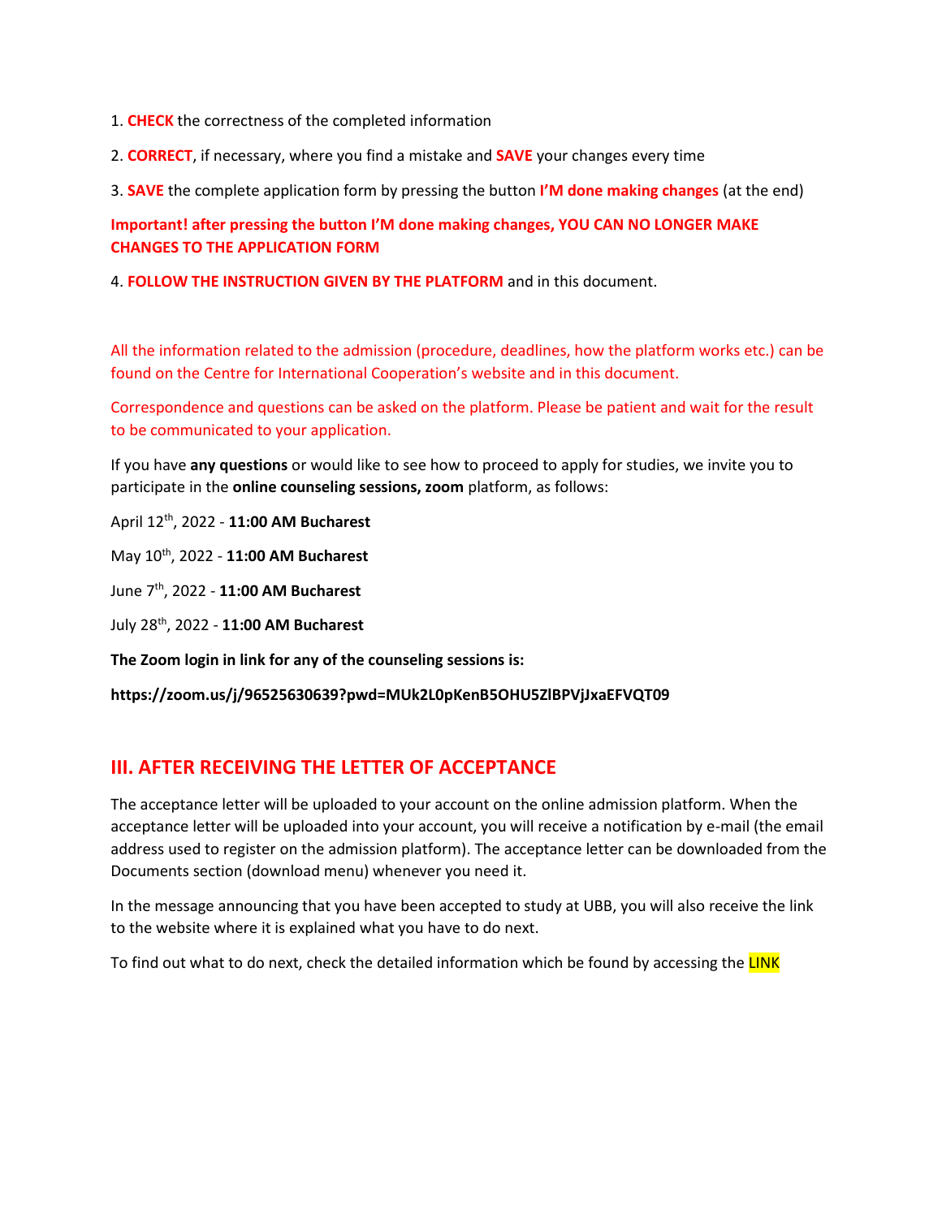1. **CHECK** the correctness of the completed information

2. **CORRECT**, if necessary, where you find a mistake and **SAVE** your changes every time

3. **SAVE** the complete application form by pressing the button **I'M done making changes** (at the end)

**Important! after pressing the button I'M done making changes, YOU CAN NO LONGER MAKE CHANGES TO THE APPLICATION FORM**

4. **FOLLOW THE INSTRUCTION GIVEN BY THE PLATFORM** and in this document.

All the information related to the admission (procedure, deadlines, how the platform works etc.) can be found on the Centre for International Cooperation's website and in this document.

Correspondence and questions can be asked on the platform. Please be patient and wait for the result to be communicated to your application.

If you have **any questions** or would like to see how to proceed to apply for studies, we invite you to participate in the **online counseling sessions, zoom** platform, as follows:

April 12th, 2022 - **11:00 AM Bucharest**

May 10th, 2022 - **11:00 AM Bucharest**

June 7th, 2022 - **11:00 AM Bucharest**

July 28th, 2022 - **11:00 AM Bucharest**

**The Zoom login in link for any of the counseling sessions is:**

**https://zoom.us/j/96525630639?pwd=MUk2L0pKenB5OHU5ZlBPVjJxaEFVQT09**

## III. AFTER RECEIVING THE LETTER OF ACCEPTANCE

The acceptance letter will be uploaded to your account on the online admission platform. When the acceptance letter will be uploaded into your account, you will receive a notification by e-mail (the email address used to register on the admission platform). The acceptance letter can be downloaded from the Documents section (download menu) whenever you need it.

In the message announcing that you have been accepted to study at UBB, you will also receive the link to the website where it is explained what you have to do next.

To find out what to do next, check the detailed information which be found by accessing the LINK